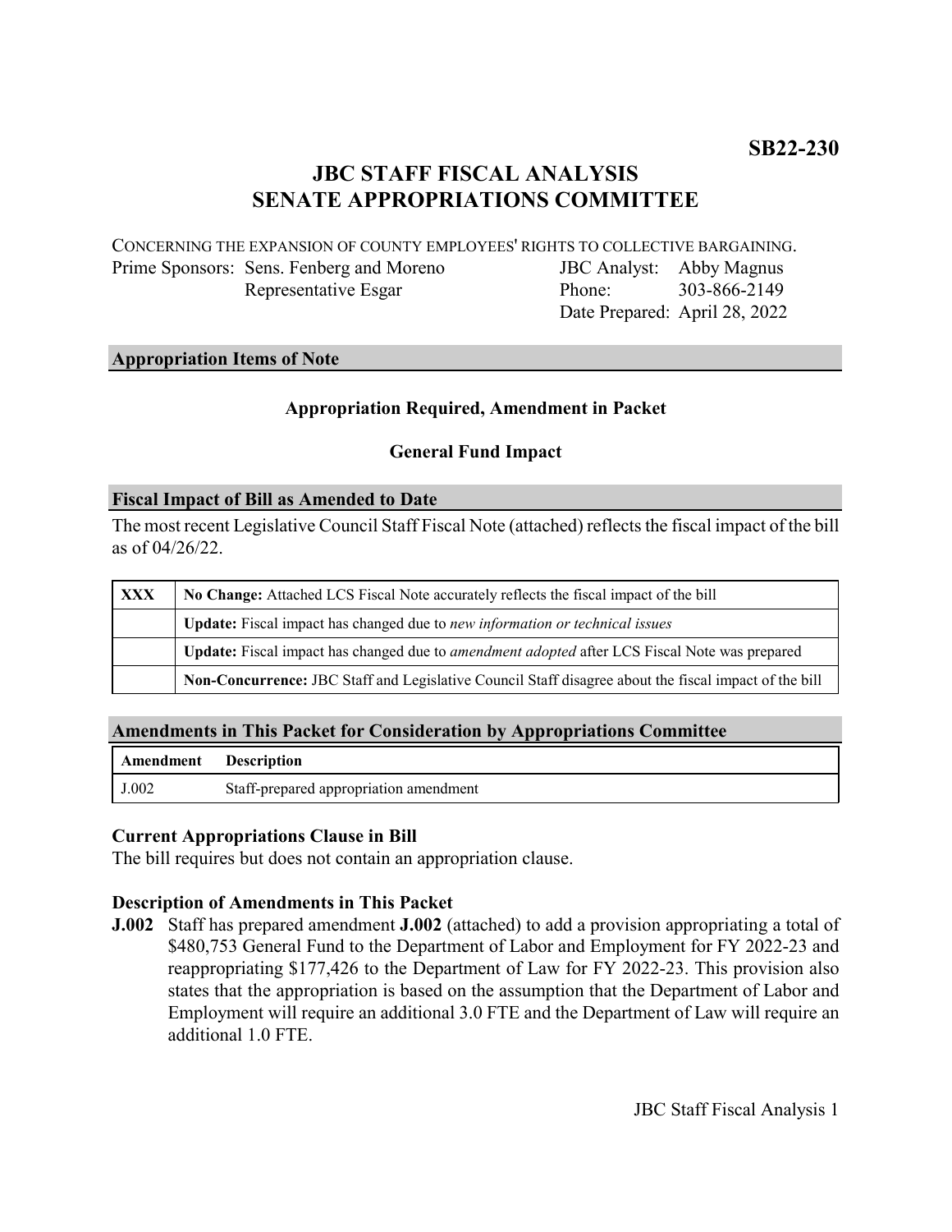**SB22-230**

# JBC STAFF FISCAL ANALYSIS
# SENATE APPROPRIATIONS COMMITTEE

CONCERNING THE EXPANSION OF COUNTY EMPLOYEES' RIGHTS TO COLLECTIVE BARGAINING.

| | | | |
|---|---|---|---|
| Prime Sponsors: | Sens. Fenberg and Moreno | JBC Analyst: | Abby Magnus |
| | Representative Esgar | Phone: | 303-866-2149 |
| | | Date Prepared: | April 28, 2022 |

## Appropriation Items of Note

**Appropriation Required, Amendment in Packet**

**General Fund Impact**

## Fiscal Impact of Bill as Amended to Date

The most recent Legislative Council Staff Fiscal Note (attached) reflects the fiscal impact of the bill as of 04/26/22.

| | |
|---|---|
| **XXX** | **No Change:** Attached LCS Fiscal Note accurately reflects the fiscal impact of the bill |
| | **Update:** Fiscal impact has changed due to *new information or technical issues* |
| | **Update:** Fiscal impact has changed due to *amendment adopted* after LCS Fiscal Note was prepared |
| | **Non-Concurrence:** JBC Staff and Legislative Council Staff disagree about the fiscal impact of the bill |

## Amendments in This Packet for Consideration by Appropriations Committee

| Amendment | Description |
|---|---|
| J.002 | Staff-prepared appropriation amendment |

### Current Appropriations Clause in Bill

The bill requires but does not contain an appropriation clause.

### Description of Amendments in This Packet

**J.002** Staff has prepared amendment **J.002** (attached) to add a provision appropriating a total of $480,753 General Fund to the Department of Labor and Employment for FY 2022-23 and reappropriating $177,426 to the Department of Law for FY 2022-23. This provision also states that the appropriation is based on the assumption that the Department of Labor and Employment will require an additional 3.0 FTE and the Department of Law will require an additional 1.0 FTE.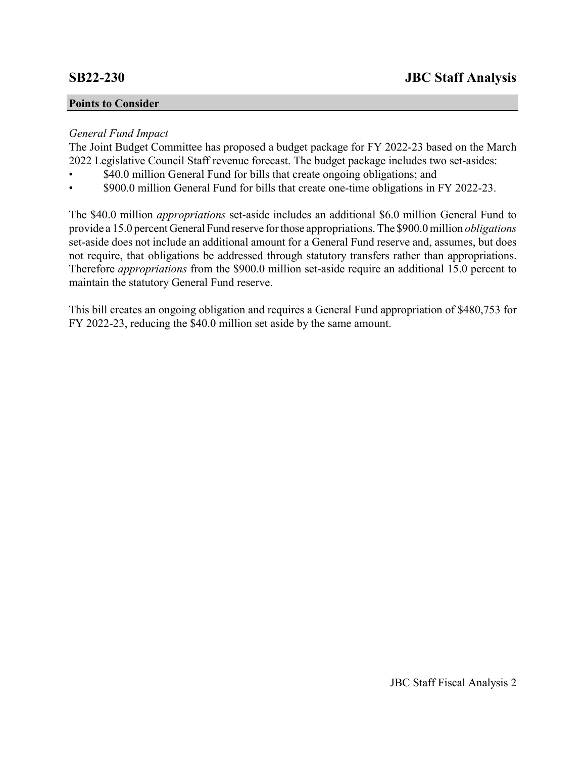## Points to Consider

*General Fund Impact*

The Joint Budget Committee has proposed a budget package for FY 2022-23 based on the March 2022 Legislative Council Staff revenue forecast. The budget package includes two set-asides:

- $40.0 million General Fund for bills that create ongoing obligations; and
- $900.0 million General Fund for bills that create one-time obligations in FY 2022-23.

The $40.0 million *appropriations* set-aside includes an additional $6.0 million General Fund to provide a 15.0 percent General Fund reserve for those appropriations. The $900.0 million *obligations* set-aside does not include an additional amount for a General Fund reserve and, assumes, but does not require, that obligations be addressed through statutory transfers rather than appropriations. Therefore *appropriations* from the $900.0 million set-aside require an additional 15.0 percent to maintain the statutory General Fund reserve.

This bill creates an ongoing obligation and requires a General Fund appropriation of $480,753 for FY 2022-23, reducing the $40.0 million set aside by the same amount.